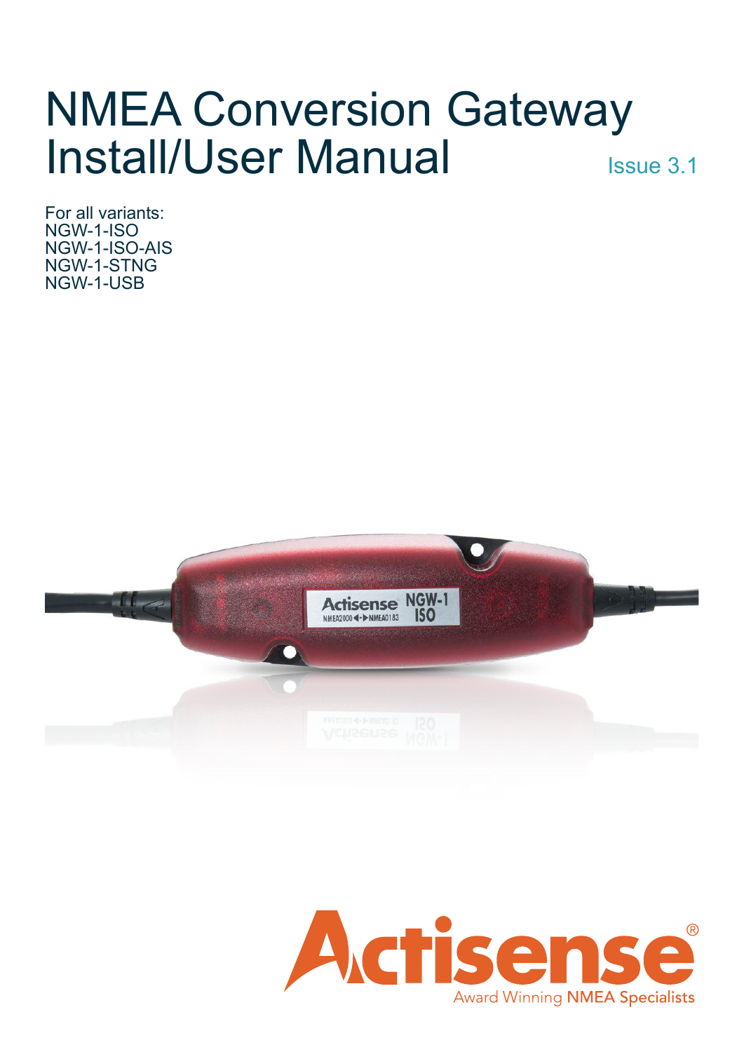# NMEA Conversion Gateway Install/User Manual

Issue 3.1

For all variants:
NGW-1-ISO
NGW-1-ISO-AIS
NGW-1-STNG
NGW-1-USB

Actisense®
Award Winning NMEA Specialists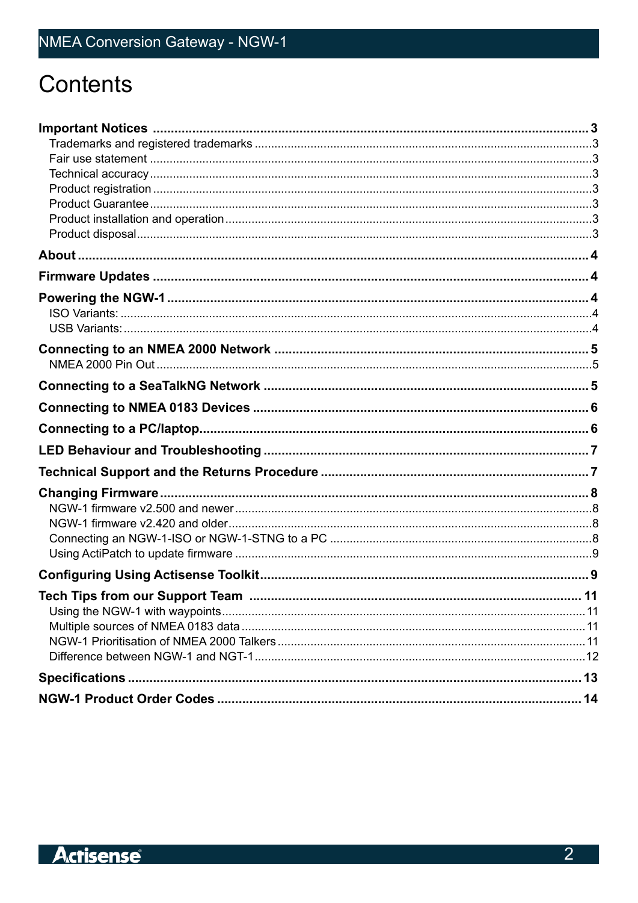# Contents

**Important Notices** ..... **3**
- Trademarks and registered trademarks ..... 3
- Fair use statement ..... 3
- Technical accuracy ..... 3
- Product registration ..... 3
- Product Guarantee ..... 3
- Product installation and operation ..... 3
- Product disposal ..... 3

**About** ..... **4**

**Firmware Updates** ..... **4**

**Powering the NGW-1** ..... **4**
- ISO Variants: ..... 4
- USB Variants: ..... 4

**Connecting to an NMEA 2000 Network** ..... **5**
- NMEA 2000 Pin Out ..... 5

**Connecting to a SeaTalkNG Network** ..... **5**

**Connecting to NMEA 0183 Devices** ..... **6**

**Connecting to a PC/laptop** ..... **6**

**LED Behaviour and Troubleshooting** ..... **7**

**Technical Support and the Returns Procedure** ..... **7**

**Changing Firmware** ..... **8**
- NGW-1 firmware v2.500 and newer ..... 8
- NGW-1 firmware v2.420 and older ..... 8
- Connecting an NGW-1-ISO or NGW-1-STNG to a PC ..... 8
- Using ActiPatch to update firmware ..... 9

**Configuring Using Actisense Toolkit** ..... **9**

**Tech Tips from our Support Team** ..... **11**
- Using the NGW-1 with waypoints ..... 11
- Multiple sources of NMEA 0183 data ..... 11
- NGW-1 Prioritisation of NMEA 2000 Talkers ..... 11
- Difference between NGW-1 and NGT-1 ..... 12

**Specifications** ..... **13**

**NGW-1 Product Order Codes** ..... **14**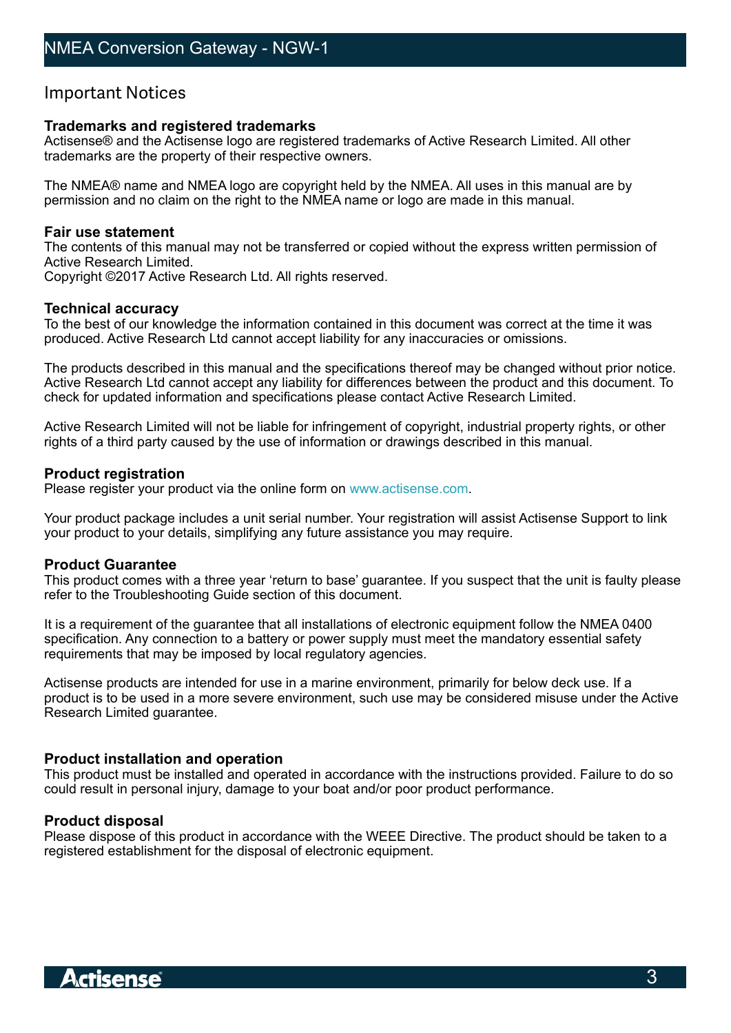## Important Notices

**Trademarks and registered trademarks**
Actisense® and the Actisense logo are registered trademarks of Active Research Limited. All other trademarks are the property of their respective owners.

The NMEA® name and NMEA logo are copyright held by the NMEA. All uses in this manual are by permission and no claim on the right to the NMEA name or logo are made in this manual.

**Fair use statement**
The contents of this manual may not be transferred or copied without the express written permission of Active Research Limited.
Copyright ©2017 Active Research Ltd. All rights reserved.

**Technical accuracy**
To the best of our knowledge the information contained in this document was correct at the time it was produced. Active Research Ltd cannot accept liability for any inaccuracies or omissions.

The products described in this manual and the specifications thereof may be changed without prior notice. Active Research Ltd cannot accept any liability for differences between the product and this document. To check for updated information and specifications please contact Active Research Limited.

Active Research Limited will not be liable for infringement of copyright, industrial property rights, or other rights of a third party caused by the use of information or drawings described in this manual.

**Product registration**
Please register your product via the online form on www.actisense.com.

Your product package includes a unit serial number. Your registration will assist Actisense Support to link your product to your details, simplifying any future assistance you may require.

**Product Guarantee**
This product comes with a three year 'return to base' guarantee. If you suspect that the unit is faulty please refer to the Troubleshooting Guide section of this document.

It is a requirement of the guarantee that all installations of electronic equipment follow the NMEA 0400 specification. Any connection to a battery or power supply must meet the mandatory essential safety requirements that may be imposed by local regulatory agencies.

Actisense products are intended for use in a marine environment, primarily for below deck use. If a product is to be used in a more severe environment, such use may be considered misuse under the Active Research Limited guarantee.

**Product installation and operation**
This product must be installed and operated in accordance with the instructions provided. Failure to do so could result in personal injury, damage to your boat and/or poor product performance.

**Product disposal**
Please dispose of this product in accordance with the WEEE Directive. The product should be taken to a registered establishment for the disposal of electronic equipment.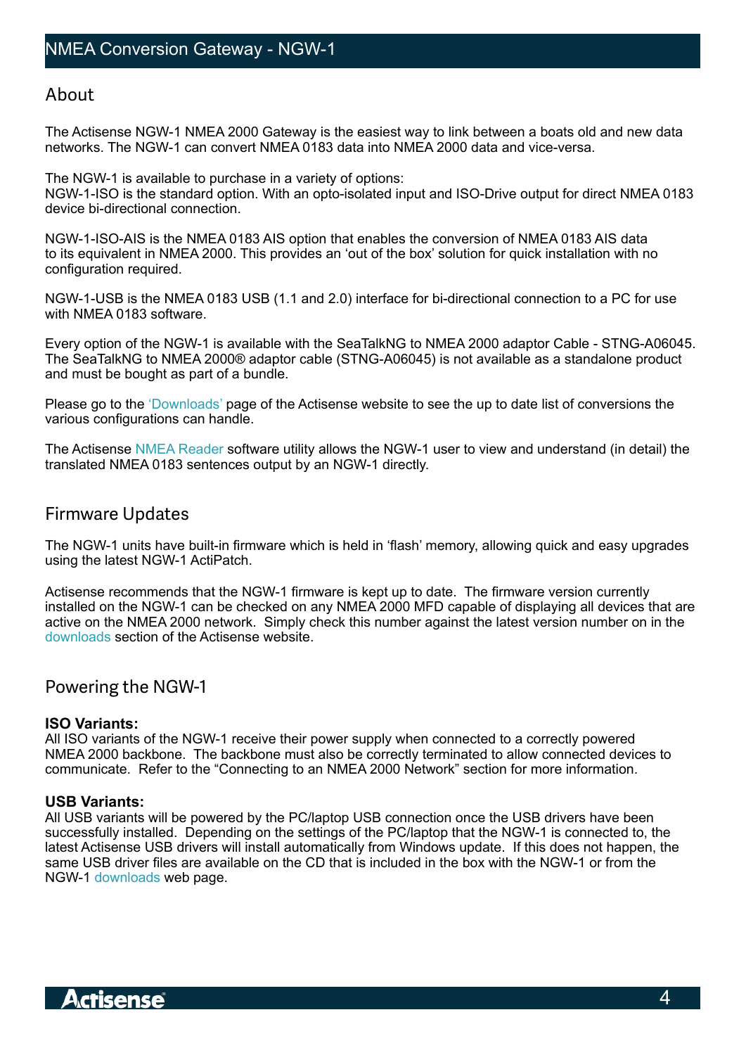## About

The Actisense NGW-1 NMEA 2000 Gateway is the easiest way to link between a boats old and new data networks. The NGW-1 can convert NMEA 0183 data into NMEA 2000 data and vice-versa.

The NGW-1 is available to purchase in a variety of options:
NGW-1-ISO is the standard option. With an opto-isolated input and ISO-Drive output for direct NMEA 0183 device bi-directional connection.

NGW-1-ISO-AIS is the NMEA 0183 AIS option that enables the conversion of NMEA 0183 AIS data to its equivalent in NMEA 2000. This provides an 'out of the box' solution for quick installation with no configuration required.

NGW-1-USB is the NMEA 0183 USB (1.1 and 2.0) interface for bi-directional connection to a PC for use with NMEA 0183 software.

Every option of the NGW-1 is available with the SeaTalkNG to NMEA 2000 adaptor Cable - STNG-A06045. The SeaTalkNG to NMEA 2000® adaptor cable (STNG-A06045) is not available as a standalone product and must be bought as part of a bundle.

Please go to the 'Downloads' page of the Actisense website to see the up to date list of conversions the various configurations can handle.

The Actisense NMEA Reader software utility allows the NGW-1 user to view and understand (in detail) the translated NMEA 0183 sentences output by an NGW-1 directly.

## Firmware Updates

The NGW-1 units have built-in firmware which is held in 'flash' memory, allowing quick and easy upgrades using the latest NGW-1 ActiPatch.

Actisense recommends that the NGW-1 firmware is kept up to date. The firmware version currently installed on the NGW-1 can be checked on any NMEA 2000 MFD capable of displaying all devices that are active on the NMEA 2000 network. Simply check this number against the latest version number on in the downloads section of the Actisense website.

## Powering the NGW-1

**ISO Variants:**
All ISO variants of the NGW-1 receive their power supply when connected to a correctly powered NMEA 2000 backbone. The backbone must also be correctly terminated to allow connected devices to communicate. Refer to the "Connecting to an NMEA 2000 Network" section for more information.

**USB Variants:**
All USB variants will be powered by the PC/laptop USB connection once the USB drivers have been successfully installed. Depending on the settings of the PC/laptop that the NGW-1 is connected to, the latest Actisense USB drivers will install automatically from Windows update. If this does not happen, the same USB driver files are available on the CD that is included in the box with the NGW-1 or from the NGW-1 downloads web page.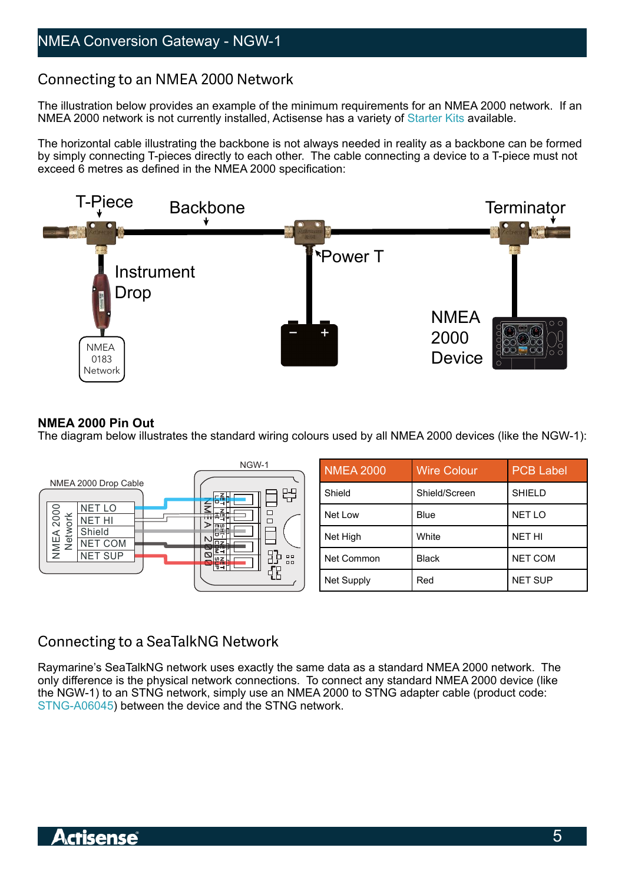## Connecting to an NMEA 2000 Network

The illustration below provides an example of the minimum requirements for an NMEA 2000 network. If an NMEA 2000 network is not currently installed, Actisense has a variety of Starter Kits available.

The horizontal cable illustrating the backbone is not always needed in reality as a backbone can be formed by simply connecting T-pieces directly to each other. The cable connecting a device to a T-piece must not exceed 6 metres as defined in the NMEA 2000 specification:

**NMEA 2000 Pin Out**

The diagram below illustrates the standard wiring colours used by all NMEA 2000 devices (like the NGW-1):

| NMEA 2000 | Wire Colour | PCB Label |
|---|---|---|
| Shield | Shield/Screen | SHIELD |
| Net Low | Blue | NET LO |
| Net High | White | NET HI |
| Net Common | Black | NET COM |
| Net Supply | Red | NET SUP |

## Connecting to a SeaTalkNG Network

Raymarine's SeaTalkNG network uses exactly the same data as a standard NMEA 2000 network. The only difference is the physical network connections. To connect any standard NMEA 2000 device (like the NGW-1) to an STNG network, simply use an NMEA 2000 to STNG adapter cable (product code: STNG-A06045) between the device and the STNG network.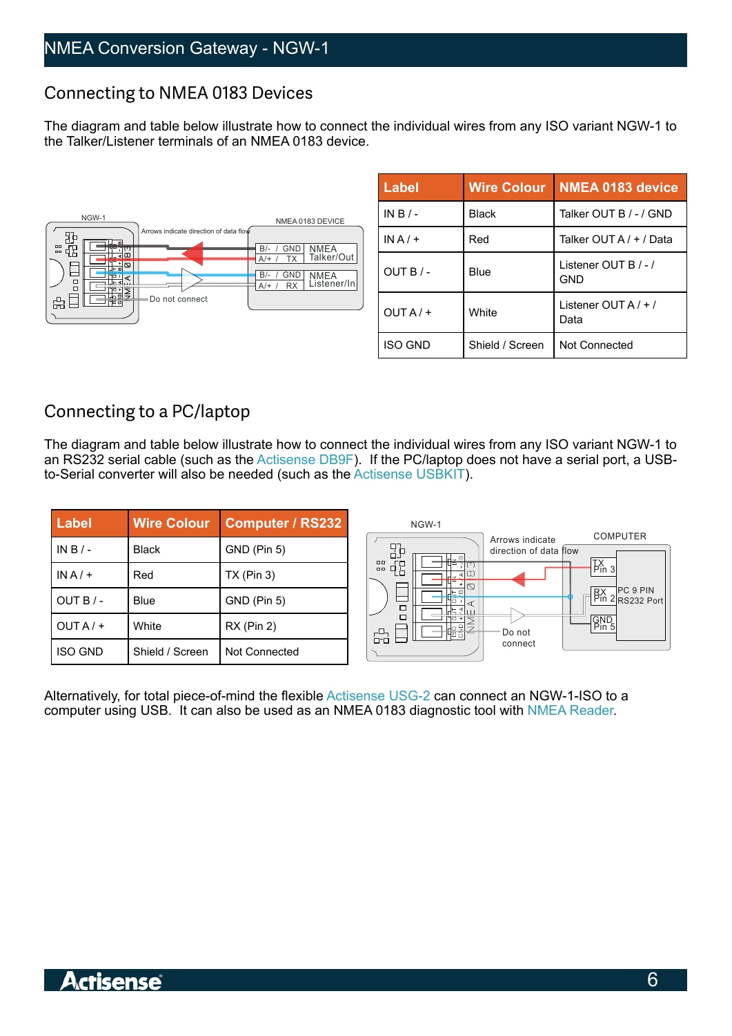## Connecting to NMEA 0183 Devices

The diagram and table below illustrate how to connect the individual wires from any ISO variant NGW-1 to the Talker/Listener terminals of an NMEA 0183 device.

| Label | Wire Colour | NMEA 0183 device |
|---|---|---|
| IN B / - | Black | Talker OUT B / - / GND |
| IN A / + | Red | Talker OUT A / + / Data |
| OUT B / - | Blue | Listener OUT B / - / GND |
| OUT A / + | White | Listener OUT A / + / Data |
| ISO GND | Shield / Screen | Not Connected |

## Connecting to a PC/laptop

The diagram and table below illustrate how to connect the individual wires from any ISO variant NGW-1 to an RS232 serial cable (such as the Actisense DB9F). If the PC/laptop does not have a serial port, a USB-to-Serial converter will also be needed (such as the Actisense USBKIT).

| Label | Wire Colour | Computer / RS232 |
|---|---|---|
| IN B / - | Black | GND (Pin 5) |
| IN A / + | Red | TX (Pin 3) |
| OUT B / - | Blue | GND (Pin 5) |
| OUT A / + | White | RX (Pin 2) |
| ISO GND | Shield / Screen | Not Connected |

Alternatively, for total piece-of-mind the flexible Actisense USG-2 can connect an NGW-1-ISO to a computer using USB. It can also be used as an NMEA 0183 diagnostic tool with NMEA Reader.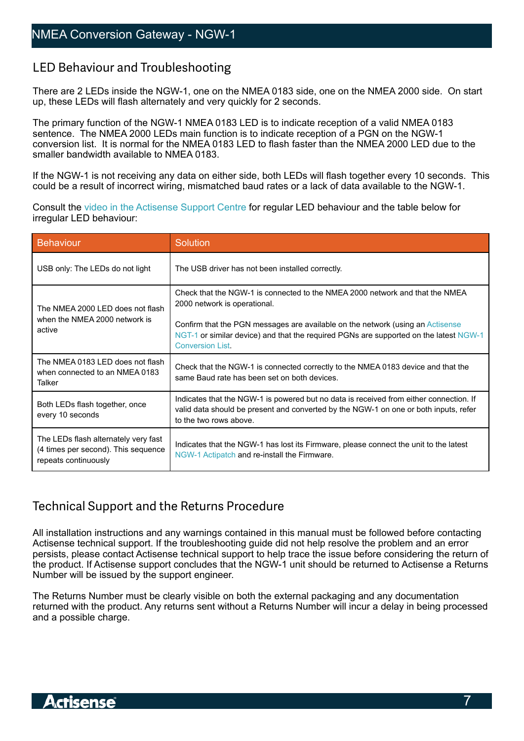## LED Behaviour and Troubleshooting

There are 2 LEDs inside the NGW-1, one on the NMEA 0183 side, one on the NMEA 2000 side. On start up, these LEDs will flash alternately and very quickly for 2 seconds.

The primary function of the NGW-1 NMEA 0183 LED is to indicate reception of a valid NMEA 0183 sentence. The NMEA 2000 LEDs main function is to indicate reception of a PGN on the NGW-1 conversion list. It is normal for the NMEA 0183 LED to flash faster than the NMEA 2000 LED due to the smaller bandwidth available to NMEA 0183.

If the NGW-1 is not receiving any data on either side, both LEDs will flash together every 10 seconds. This could be a result of incorrect wiring, mismatched baud rates or a lack of data available to the NGW-1.

Consult the video in the Actisense Support Centre for regular LED behaviour and the table below for irregular LED behaviour:

| Behaviour | Solution |
|---|---|
| USB only: The LEDs do not light | The USB driver has not been installed correctly. |
| The NMEA 2000 LED does not flash when the NMEA 2000 network is active | Check that the NGW-1 is connected to the NMEA 2000 network and that the NMEA 2000 network is operational.<br><br>Confirm that the PGN messages are available on the network (using an Actisense NGT-1 or similar device) and that the required PGNs are supported on the latest NGW-1 Conversion List. |
| The NMEA 0183 LED does not flash when connected to an NMEA 0183 Talker | Check that the NGW-1 is connected correctly to the NMEA 0183 device and that the same Baud rate has been set on both devices. |
| Both LEDs flash together, once every 10 seconds | Indicates that the NGW-1 is powered but no data is received from either connection. If valid data should be present and converted by the NGW-1 on one or both inputs, refer to the two rows above. |
| The LEDs flash alternately very fast (4 times per second). This sequence repeats continuously | Indicates that the NGW-1 has lost its Firmware, please connect the unit to the latest NGW-1 Actipatch and re-install the Firmware. |

## Technical Support and the Returns Procedure

All installation instructions and any warnings contained in this manual must be followed before contacting Actisense technical support. If the troubleshooting guide did not help resolve the problem and an error persists, please contact Actisense technical support to help trace the issue before considering the return of the product. If Actisense support concludes that the NGW-1 unit should be returned to Actisense a Returns Number will be issued by the support engineer.

The Returns Number must be clearly visible on both the external packaging and any documentation returned with the product. Any returns sent without a Returns Number will incur a delay in being processed and a possible charge.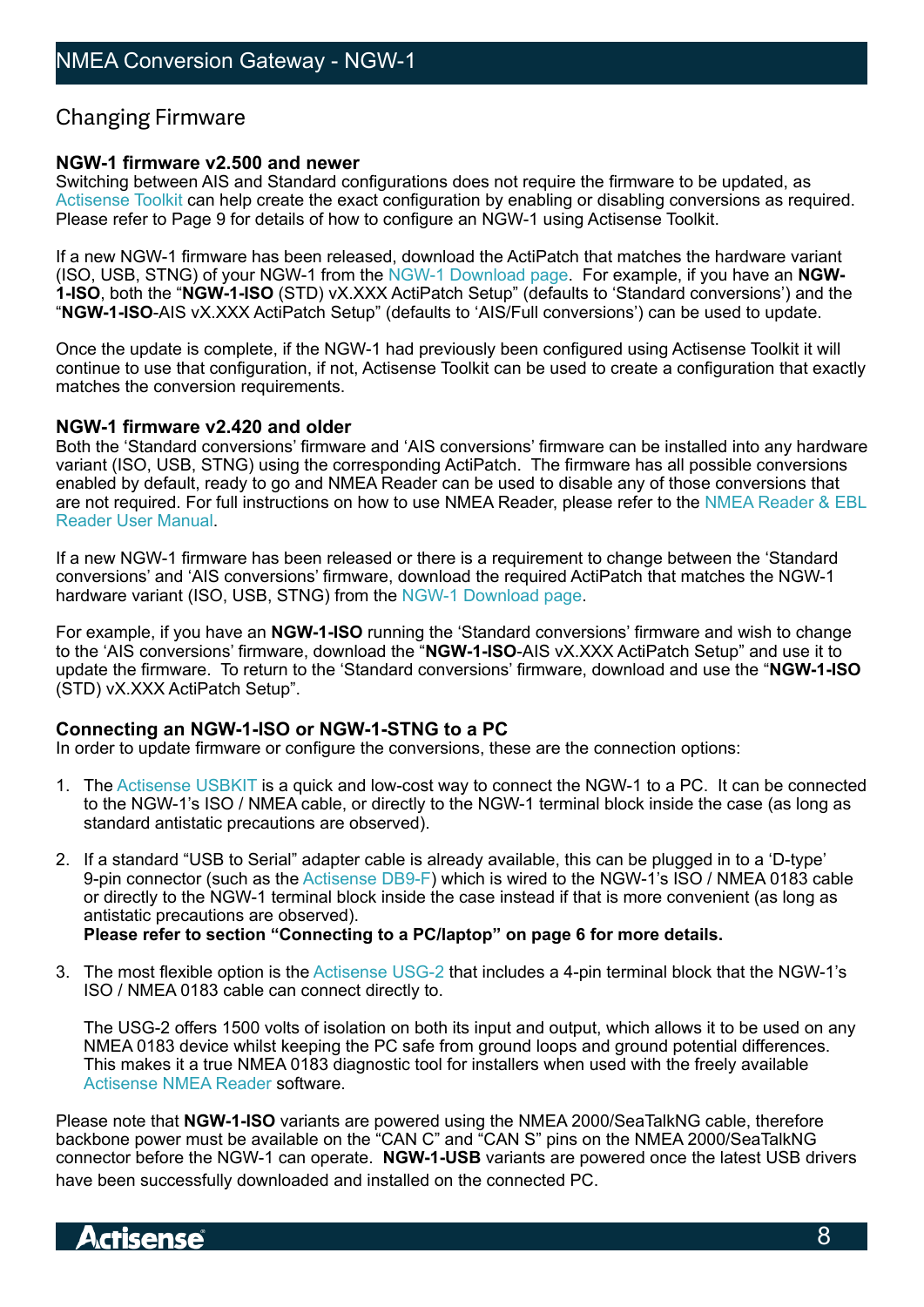## Changing Firmware

### NGW-1 firmware v2.500 and newer

Switching between AIS and Standard configurations does not require the firmware to be updated, as Actisense Toolkit can help create the exact configuration by enabling or disabling conversions as required. Please refer to Page 9 for details of how to configure an NGW-1 using Actisense Toolkit.

If a new NGW-1 firmware has been released, download the ActiPatch that matches the hardware variant (ISO, USB, STNG) of your NGW-1 from the NGW-1 Download page. For example, if you have an **NGW-1-ISO**, both the "**NGW-1-ISO** (STD) vX.XXX ActiPatch Setup" (defaults to 'Standard conversions') and the "**NGW-1-ISO**-AIS vX.XXX ActiPatch Setup" (defaults to 'AIS/Full conversions') can be used to update.

Once the update is complete, if the NGW-1 had previously been configured using Actisense Toolkit it will continue to use that configuration, if not, Actisense Toolkit can be used to create a configuration that exactly matches the conversion requirements.

### NGW-1 firmware v2.420 and older

Both the 'Standard conversions' firmware and 'AIS conversions' firmware can be installed into any hardware variant (ISO, USB, STNG) using the corresponding ActiPatch. The firmware has all possible conversions enabled by default, ready to go and NMEA Reader can be used to disable any of those conversions that are not required. For full instructions on how to use NMEA Reader, please refer to the NMEA Reader & EBL Reader User Manual.

If a new NGW-1 firmware has been released or there is a requirement to change between the 'Standard conversions' and 'AIS conversions' firmware, download the required ActiPatch that matches the NGW-1 hardware variant (ISO, USB, STNG) from the NGW-1 Download page.

For example, if you have an **NGW-1-ISO** running the 'Standard conversions' firmware and wish to change to the 'AIS conversions' firmware, download the "**NGW-1-ISO**-AIS vX.XXX ActiPatch Setup" and use it to update the firmware. To return to the 'Standard conversions' firmware, download and use the "**NGW-1-ISO** (STD) vX.XXX ActiPatch Setup".

### Connecting an NGW-1-ISO or NGW-1-STNG to a PC

In order to update firmware or configure the conversions, these are the connection options:

1. The Actisense USBKIT is a quick and low-cost way to connect the NGW-1 to a PC. It can be connected to the NGW-1's ISO / NMEA cable, or directly to the NGW-1 terminal block inside the case (as long as standard antistatic precautions are observed).

2. If a standard "USB to Serial" adapter cable is already available, this can be plugged in to a 'D-type' 9-pin connector (such as the Actisense DB9-F) which is wired to the NGW-1's ISO / NMEA 0183 cable or directly to the NGW-1 terminal block inside the case instead if that is more convenient (as long as antistatic precautions are observed).
   **Please refer to section "Connecting to a PC/laptop" on page 6 for more details.**

3. The most flexible option is the Actisense USG-2 that includes a 4-pin terminal block that the NGW-1's ISO / NMEA 0183 cable can connect directly to.

   The USG-2 offers 1500 volts of isolation on both its input and output, which allows it to be used on any NMEA 0183 device whilst keeping the PC safe from ground loops and ground potential differences. This makes it a true NMEA 0183 diagnostic tool for installers when used with the freely available Actisense NMEA Reader software.

Please note that **NGW-1-ISO** variants are powered using the NMEA 2000/SeaTalkNG cable, therefore backbone power must be available on the "CAN C" and "CAN S" pins on the NMEA 2000/SeaTalkNG connector before the NGW-1 can operate. **NGW-1-USB** variants are powered once the latest USB drivers have been successfully downloaded and installed on the connected PC.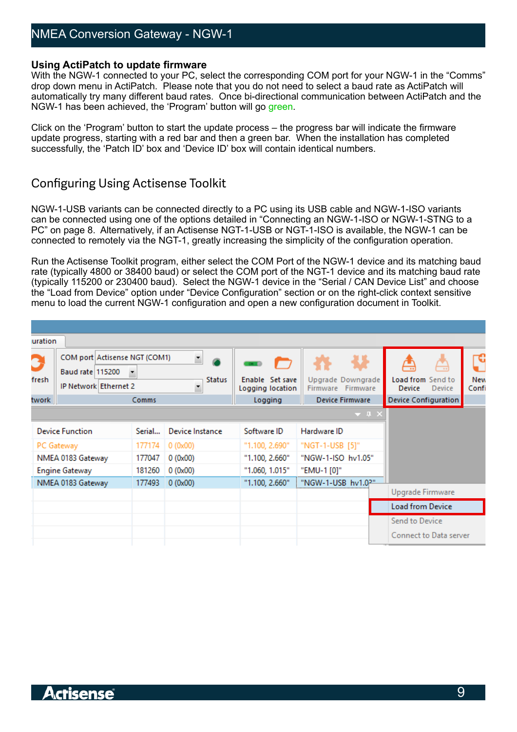## Using ActiPatch to update firmware

With the NGW-1 connected to your PC, select the corresponding COM port for your NGW-1 in the “Comms” drop down menu in ActiPatch. Please note that you do not need to select a baud rate as ActiPatch will automatically try many different baud rates. Once bi-directional communication between ActiPatch and the NGW-1 has been achieved, the ‘Program’ button will go green.

Click on the ‘Program’ button to start the update process – the progress bar will indicate the firmware update progress, starting with a red bar and then a green bar. When the installation has completed successfully, the ‘Patch ID’ box and ‘Device ID’ box will contain identical numbers.

## Configuring Using Actisense Toolkit

NGW-1-USB variants can be connected directly to a PC using its USB cable and NGW-1-ISO variants can be connected using one of the options detailed in “Connecting an NGW-1-ISO or NGW-1-STNG to a PC” on page 8. Alternatively, if an Actisense NGT-1-USB or NGT-1-ISO is available, the NGW-1 can be connected to remotely via the NGT-1, greatly increasing the simplicity of the configuration operation.

Run the Actisense Toolkit program, either select the COM Port of the NGW-1 device and its matching baud rate (typically 4800 or 38400 baud) or select the COM port of the NGT-1 device and its matching baud rate (typically 115200 or 230400 baud). Select the NGW-1 device in the “Serial / CAN Device List” and choose the “Load from Device” option under “Device Configuration” section or on the right-click context sensitive menu to load the current NGW-1 configuration and open a new configuration document in Toolkit.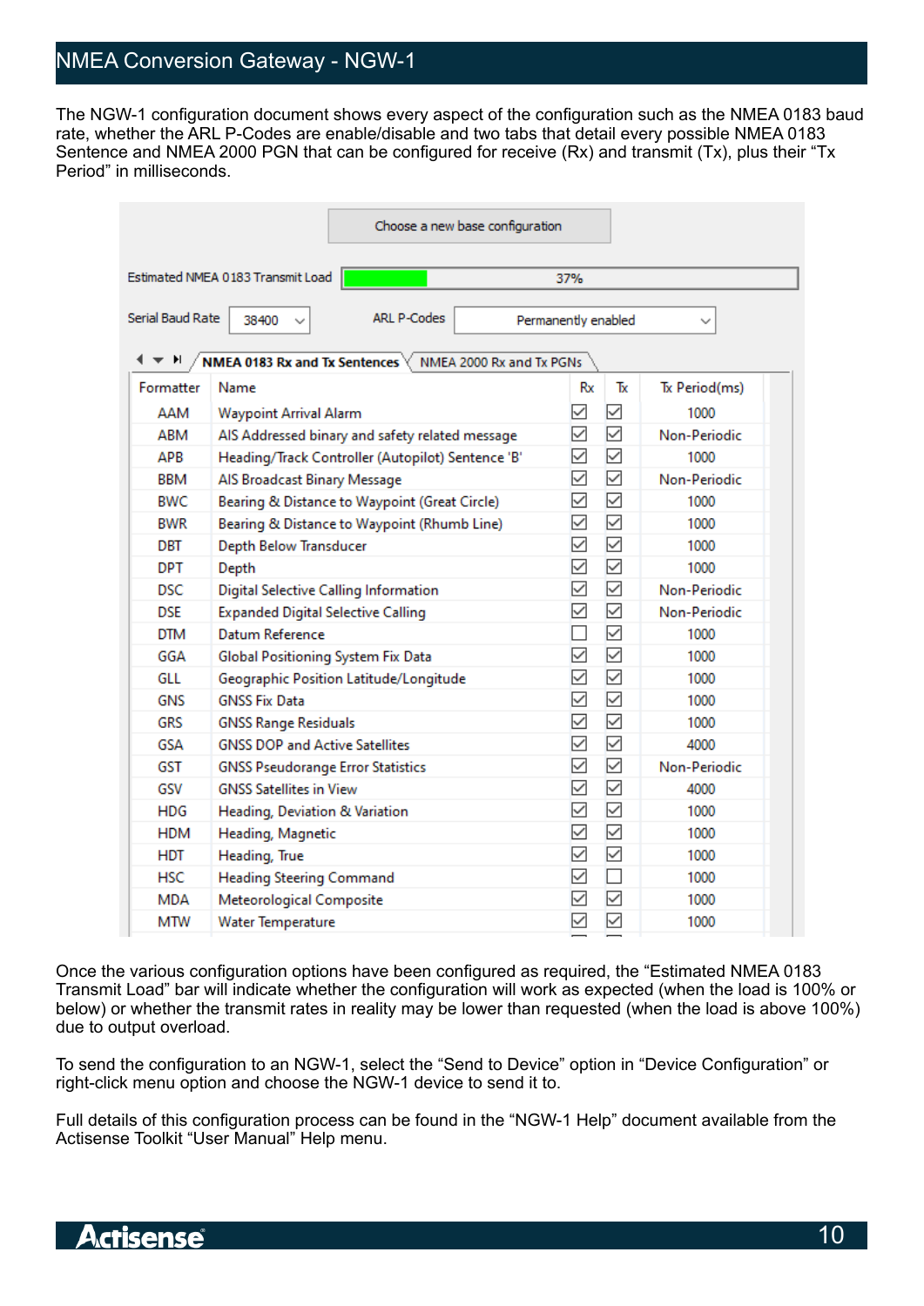# NMEA Conversion Gateway - NGW-1

The NGW-1 configuration document shows every aspect of the configuration such as the NMEA 0183 baud rate, whether the ARL P-Codes are enable/disable and two tabs that detail every possible NMEA 0183 Sentence and NMEA 2000 PGN that can be configured for receive (Rx) and transmit (Tx), plus their “Tx Period” in milliseconds.

Choose a new base configuration

Estimated NMEA 0183 Transmit Load: 37%

Serial Baud Rate: 38400 ARL P-Codes: Permanently enabled

NMEA 0183 Rx and Tx Sentences | NMEA 2000 Rx and Tx PGNs

| Formatter | Name | Rx | Tx | Tx Period(ms) |
|---|---|---|---|---|
| AAM | Waypoint Arrival Alarm | ☑ | ☑ | 1000 |
| ABM | AIS Addressed binary and safety related message | ☑ | ☑ | Non-Periodic |
| APB | Heading/Track Controller (Autopilot) Sentence 'B' | ☑ | ☑ | 1000 |
| BBM | AIS Broadcast Binary Message | ☑ | ☑ | Non-Periodic |
| BWC | Bearing & Distance to Waypoint (Great Circle) | ☑ | ☑ | 1000 |
| BWR | Bearing & Distance to Waypoint (Rhumb Line) | ☑ | ☑ | 1000 |
| DBT | Depth Below Transducer | ☑ | ☑ | 1000 |
| DPT | Depth | ☑ | ☑ | 1000 |
| DSC | Digital Selective Calling Information | ☑ | ☑ | Non-Periodic |
| DSE | Expanded Digital Selective Calling | ☑ | ☑ | Non-Periodic |
| DTM | Datum Reference | ☐ | ☑ | 1000 |
| GGA | Global Positioning System Fix Data | ☑ | ☑ | 1000 |
| GLL | Geographic Position Latitude/Longitude | ☑ | ☑ | 1000 |
| GNS | GNSS Fix Data | ☑ | ☑ | 1000 |
| GRS | GNSS Range Residuals | ☑ | ☑ | 1000 |
| GSA | GNSS DOP and Active Satellites | ☑ | ☑ | 4000 |
| GST | GNSS Pseudorange Error Statistics | ☑ | ☑ | Non-Periodic |
| GSV | GNSS Satellites in View | ☑ | ☑ | 4000 |
| HDG | Heading, Deviation & Variation | ☑ | ☑ | 1000 |
| HDM | Heading, Magnetic | ☑ | ☑ | 1000 |
| HDT | Heading, True | ☑ | ☑ | 1000 |
| HSC | Heading Steering Command | ☑ | ☐ | 1000 |
| MDA | Meteorological Composite | ☑ | ☑ | 1000 |
| MTW | Water Temperature | ☑ | ☑ | 1000 |

Once the various configuration options have been configured as required, the “Estimated NMEA 0183 Transmit Load” bar will indicate whether the configuration will work as expected (when the load is 100% or below) or whether the transmit rates in reality may be lower than requested (when the load is above 100%) due to output overload.

To send the configuration to an NGW-1, select the “Send to Device” option in “Device Configuration” or right-click menu option and choose the NGW-1 device to send it to.

Full details of this configuration process can be found in the “NGW-1 Help” document available from the Actisense Toolkit “User Manual” Help menu.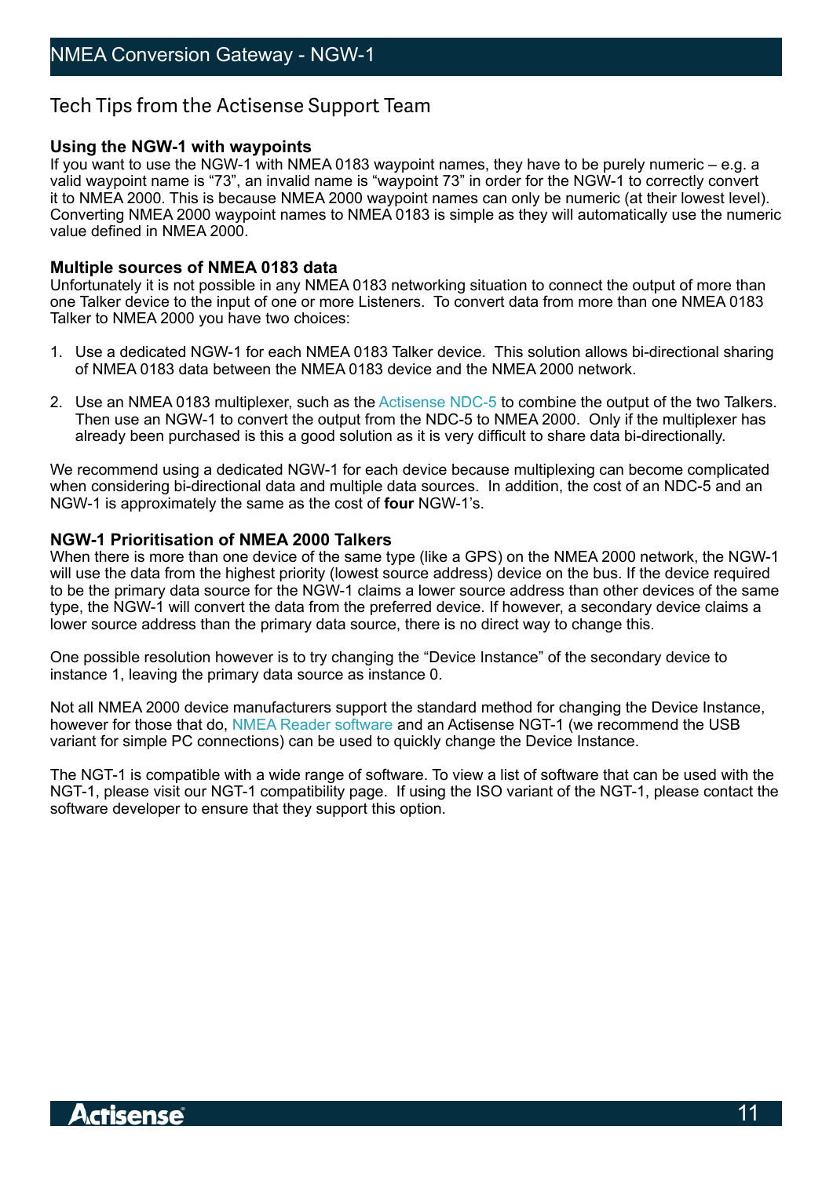## Tech Tips from the Actisense Support Team

### Using the NGW-1 with waypoints

If you want to use the NGW-1 with NMEA 0183 waypoint names, they have to be purely numeric – e.g. a valid waypoint name is "73", an invalid name is "waypoint 73" in order for the NGW-1 to correctly convert it to NMEA 2000. This is because NMEA 2000 waypoint names can only be numeric (at their lowest level). Converting NMEA 2000 waypoint names to NMEA 0183 is simple as they will automatically use the numeric value defined in NMEA 2000.

### Multiple sources of NMEA 0183 data

Unfortunately it is not possible in any NMEA 0183 networking situation to connect the output of more than one Talker device to the input of one or more Listeners. To convert data from more than one NMEA 0183 Talker to NMEA 2000 you have two choices:

1. Use a dedicated NGW-1 for each NMEA 0183 Talker device. This solution allows bi-directional sharing of NMEA 0183 data between the NMEA 0183 device and the NMEA 2000 network.

2. Use an NMEA 0183 multiplexer, such as the Actisense NDC-5 to combine the output of the two Talkers. Then use an NGW-1 to convert the output from the NDC-5 to NMEA 2000. Only if the multiplexer has already been purchased is this a good solution as it is very difficult to share data bi-directionally.

We recommend using a dedicated NGW-1 for each device because multiplexing can become complicated when considering bi-directional data and multiple data sources. In addition, the cost of an NDC-5 and an NGW-1 is approximately the same as the cost of **four** NGW-1's.

### NGW-1 Prioritisation of NMEA 2000 Talkers

When there is more than one device of the same type (like a GPS) on the NMEA 2000 network, the NGW-1 will use the data from the highest priority (lowest source address) device on the bus. If the device required to be the primary data source for the NGW-1 claims a lower source address than other devices of the same type, the NGW-1 will convert the data from the preferred device. If however, a secondary device claims a lower source address than the primary data source, there is no direct way to change this.

One possible resolution however is to try changing the "Device Instance" of the secondary device to instance 1, leaving the primary data source as instance 0.

Not all NMEA 2000 device manufacturers support the standard method for changing the Device Instance, however for those that do, NMEA Reader software and an Actisense NGT-1 (we recommend the USB variant for simple PC connections) can be used to quickly change the Device Instance.

The NGT-1 is compatible with a wide range of software. To view a list of software that can be used with the NGT-1, please visit our NGT-1 compatibility page. If using the ISO variant of the NGT-1, please contact the software developer to ensure that they support this option.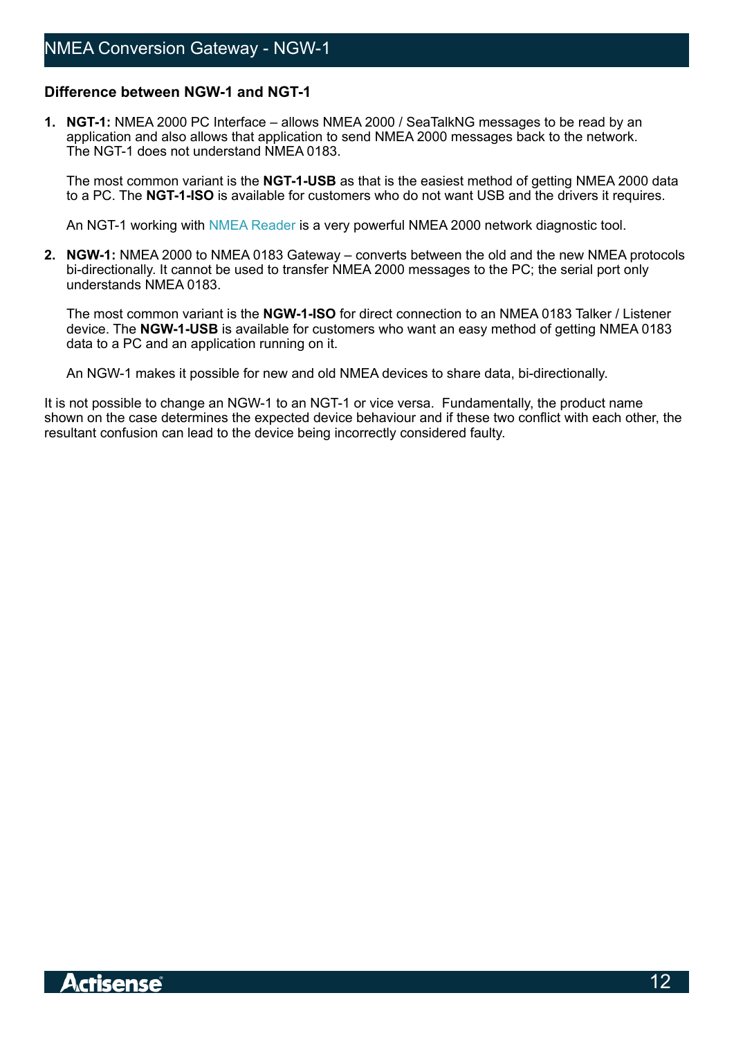## Difference between NGW-1 and NGT-1

1. **NGT-1:** NMEA 2000 PC Interface – allows NMEA 2000 / SeaTalkNG messages to be read by an application and also allows that application to send NMEA 2000 messages back to the network. The NGT-1 does not understand NMEA 0183.

   The most common variant is the **NGT-1-USB** as that is the easiest method of getting NMEA 2000 data to a PC. The **NGT-1-ISO** is available for customers who do not want USB and the drivers it requires.

   An NGT-1 working with NMEA Reader is a very powerful NMEA 2000 network diagnostic tool.

2. **NGW-1:** NMEA 2000 to NMEA 0183 Gateway – converts between the old and the new NMEA protocols bi-directionally. It cannot be used to transfer NMEA 2000 messages to the PC; the serial port only understands NMEA 0183.

   The most common variant is the **NGW-1-ISO** for direct connection to an NMEA 0183 Talker / Listener device. The **NGW-1-USB** is available for customers who want an easy method of getting NMEA 0183 data to a PC and an application running on it.

   An NGW-1 makes it possible for new and old NMEA devices to share data, bi-directionally.

It is not possible to change an NGW-1 to an NGT-1 or vice versa. Fundamentally, the product name shown on the case determines the expected device behaviour and if these two conflict with each other, the resultant confusion can lead to the device being incorrectly considered faulty.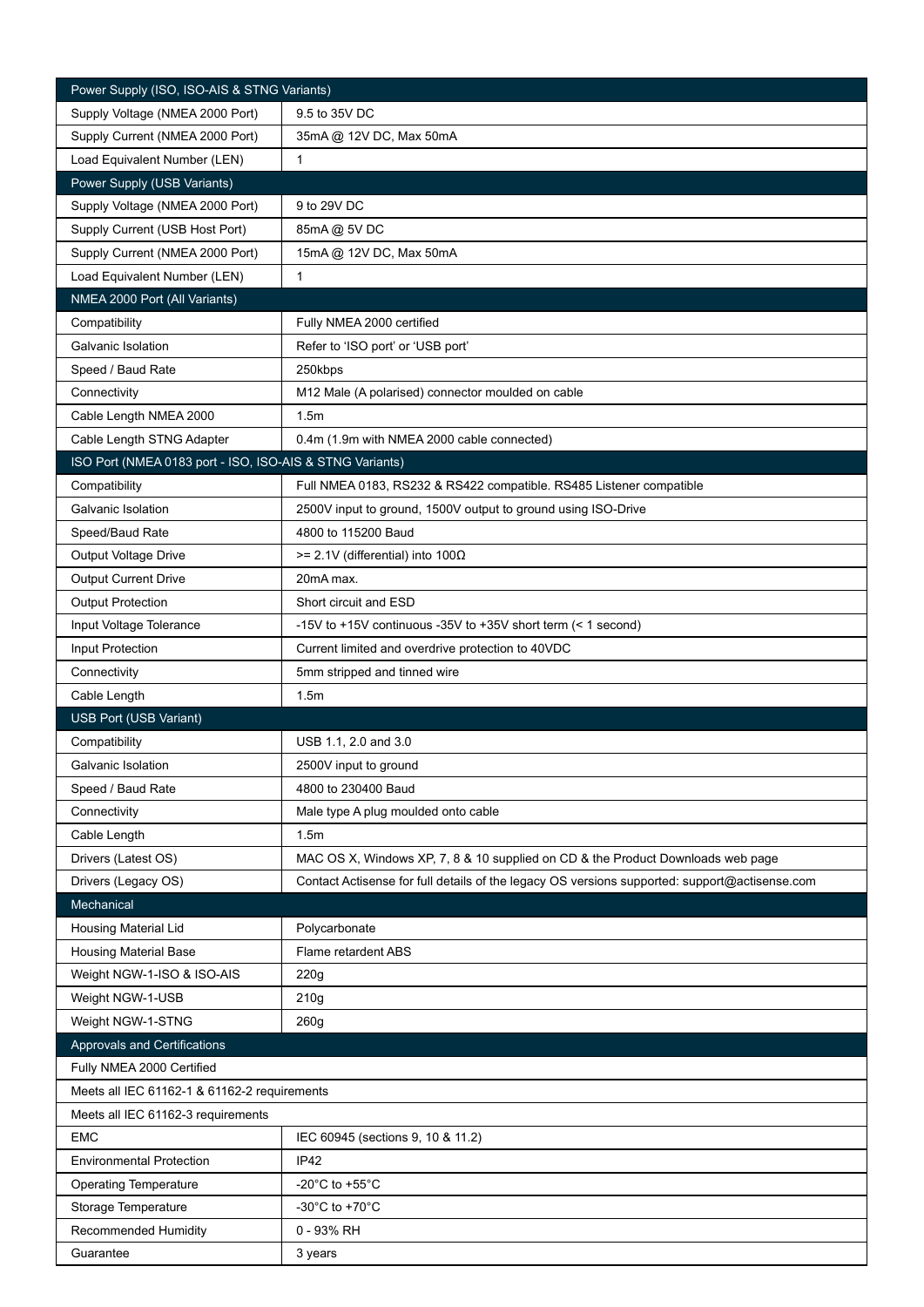| Power Supply (ISO, ISO-AIS & STNG Variants) | |
|---|---|
| Supply Voltage (NMEA 2000 Port) | 9.5 to 35V DC |
| Supply Current (NMEA 2000 Port) | 35mA @ 12V DC, Max 50mA |
| Load Equivalent Number (LEN) | 1 |
| **Power Supply (USB Variants)** | |
| Supply Voltage (NMEA 2000 Port) | 9 to 29V DC |
| Supply Current (USB Host Port) | 85mA @ 5V DC |
| Supply Current (NMEA 2000 Port) | 15mA @ 12V DC, Max 50mA |
| Load Equivalent Number (LEN) | 1 |
| **NMEA 2000 Port (All Variants)** | |
| Compatibility | Fully NMEA 2000 certified |
| Galvanic Isolation | Refer to 'ISO port' or 'USB port' |
| Speed / Baud Rate | 250kbps |
| Connectivity | M12 Male (A polarised) connector moulded on cable |
| Cable Length NMEA 2000 | 1.5m |
| Cable Length STNG Adapter | 0.4m (1.9m with NMEA 2000 cable connected) |
| **ISO Port (NMEA 0183 port - ISO, ISO-AIS & STNG Variants)** | |
| Compatibility | Full NMEA 0183, RS232 & RS422 compatible. RS485 Listener compatible |
| Galvanic Isolation | 2500V input to ground, 1500V output to ground using ISO-Drive |
| Speed/Baud Rate | 4800 to 115200 Baud |
| Output Voltage Drive | >= 2.1V (differential) into 100Ω |
| Output Current Drive | 20mA max. |
| Output Protection | Short circuit and ESD |
| Input Voltage Tolerance | -15V to +15V continuous -35V to +35V short term (< 1 second) |
| Input Protection | Current limited and overdrive protection to 40VDC |
| Connectivity | 5mm stripped and tinned wire |
| Cable Length | 1.5m |
| **USB Port (USB Variant)** | |
| Compatibility | USB 1.1, 2.0 and 3.0 |
| Galvanic Isolation | 2500V input to ground |
| Speed / Baud Rate | 4800 to 230400 Baud |
| Connectivity | Male type A plug moulded onto cable |
| Cable Length | 1.5m |
| Drivers (Latest OS) | MAC OS X, Windows XP, 7, 8 & 10 supplied on CD & the Product Downloads web page |
| Drivers (Legacy OS) | Contact Actisense for full details of the legacy OS versions supported: support@actisense.com |
| **Mechanical** | |
| Housing Material Lid | Polycarbonate |
| Housing Material Base | Flame retardent ABS |
| Weight NGW-1-ISO & ISO-AIS | 220g |
| Weight NGW-1-USB | 210g |
| Weight NGW-1-STNG | 260g |
| **Approvals and Certifications** | |
| Fully NMEA 2000 Certified | |
| Meets all IEC 61162-1 & 61162-2 requirements | |
| Meets all IEC 61162-3 requirements | |
| EMC | IEC 60945 (sections 9, 10 & 11.2) |
| Environmental Protection | IP42 |
| Operating Temperature | -20°C to +55°C |
| Storage Temperature | -30°C to +70°C |
| Recommended Humidity | 0 - 93% RH |
| Guarantee | 3 years |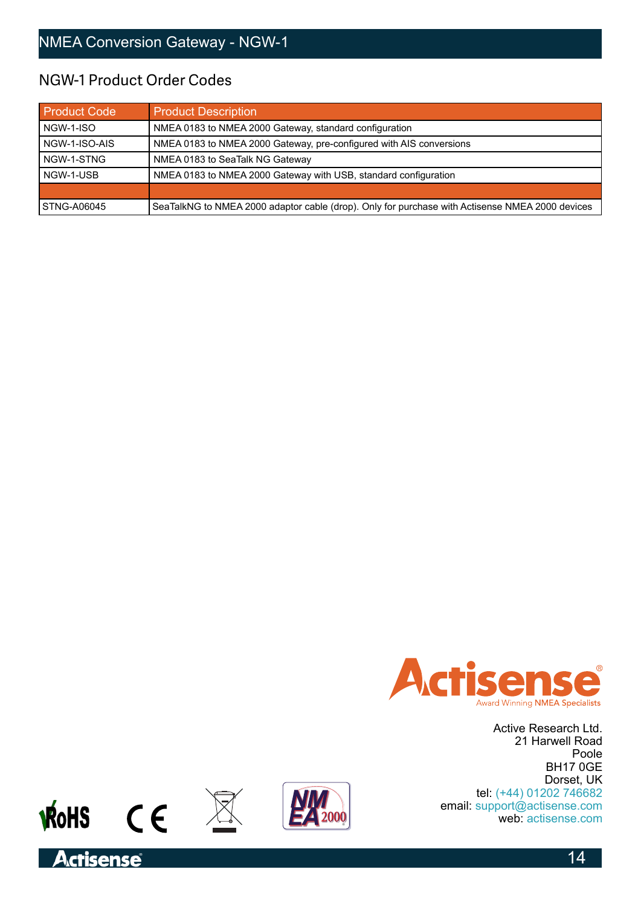## NGW-1 Product Order Codes

| Product Code | Product Description |
|---|---|
| NGW-1-ISO | NMEA 0183 to NMEA 2000 Gateway, standard configuration |
| NGW-1-ISO-AIS | NMEA 0183 to NMEA 2000 Gateway, pre-configured with AIS conversions |
| NGW-1-STNG | NMEA 0183 to SeaTalk NG Gateway |
| NGW-1-USB | NMEA 0183 to NMEA 2000 Gateway with USB, standard configuration |
| | |
| STNG-A06045 | SeaTalkNG to NMEA 2000 adaptor cable (drop). Only for purchase with Actisense NMEA 2000 devices |

Actisense®
Award Winning NMEA Specialists

Active Research Ltd.
21 Harwell Road
Poole
BH17 0GE
Dorset, UK
tel: (+44) 01202 746682
email: support@actisense.com
web: actisense.com